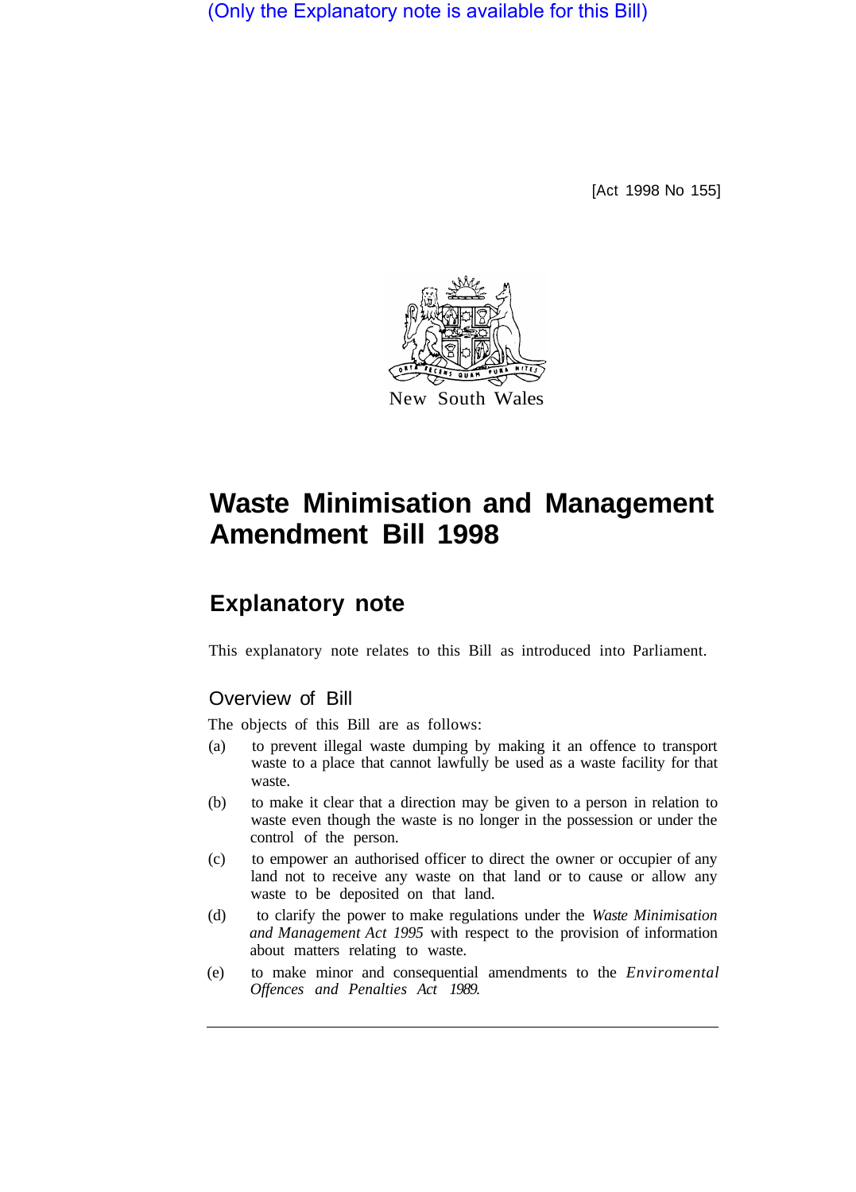(Only the Explanatory note is available for this Bill)

[Act 1998 No 155]

New South Wales

# Waste Minimisation and Management Amendment Bill 1998

## Explanatory note

This explanatory note relates to this Bill as introduced into Parliament.

### Overview of Bill

The objects of this Bill are as follows:

(a) to prevent illegal waste dumping by making it an offence to transport waste to a place that cannot lawfully be used as a waste facility for that waste.

(b) to make it clear that a direction may be given to a person in relation to waste even though the waste is no longer in the possession or under the control of the person.

(c) to empower an authorised officer to direct the owner or occupier of any land not to receive any waste on that land or to cause or allow any waste to be deposited on that land.

(d) to clarify the power to make regulations under the *Waste Minimisation and Management Act 1995* with respect to the provision of information about matters relating to waste.

(e) to make minor and consequential amendments to the *Enviromental Offences and Penalties Act 1989.*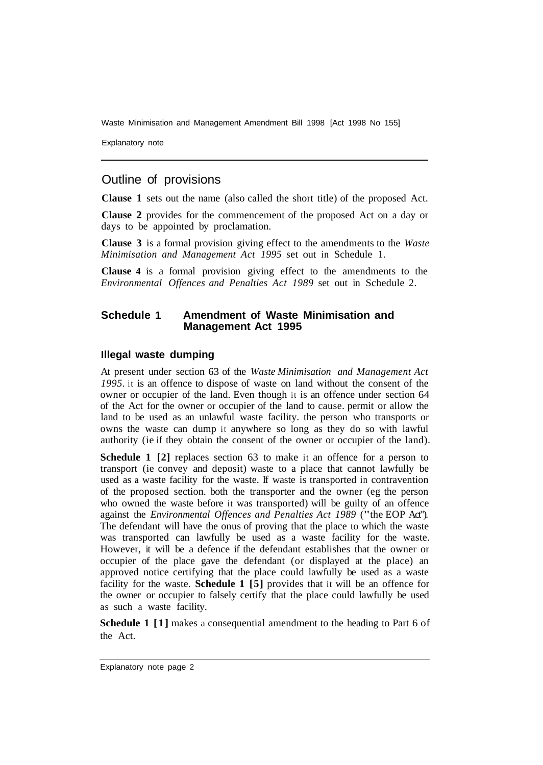## Outline of provisions

**Clause 1** sets out the name (also called the short title) of the proposed Act.

**Clause 2** provides for the commencement of the proposed Act on a day or days to be appointed by proclamation.

**Clause 3** is a formal provision giving effect to the amendments to the *Waste Minimisation and Management Act 1995* set out in Schedule 1.

**Clause 4** is a formal provision giving effect to the amendments to the *Environmental Offences and Penalties Act 1989* set out in Schedule 2.

### Schedule 1 Amendment of Waste Minimisation and Management Act 1995

#### Illegal waste dumping

At present under section 63 of the *Waste Minimisation and Management Act 1995*. it is an offence to dispose of waste on land without the consent of the owner or occupier of the land. Even though it is an offence under section 64 of the Act for the owner or occupier of the land to cause. permit or allow the land to be used as an unlawful waste facility. the person who transports or owns the waste can dump it anywhere so long as they do so with lawful authority (ie if they obtain the consent of the owner or occupier of the land).

**Schedule 1 [2]** replaces section 63 to make it an offence for a person to transport (ie convey and deposit) waste to a place that cannot lawfully be used as a waste facility for the waste. If waste is transported in contravention of the proposed section. both the transporter and the owner (eg the person who owned the waste before it was transported) will be guilty of an offence against the *Environmental Offences and Penalties Act 1989* ("the EOP Act"). The defendant will have the onus of proving that the place to which the waste was transported can lawfully be used as a waste facility for the waste. However, it will be a defence if the defendant establishes that the owner or occupier of the place gave the defendant (or displayed at the place) an approved notice certifying that the place could lawfully be used as a waste facility for the waste. **Schedule 1 [5]** provides that it will be an offence for the owner or occupier to falsely certify that the place could lawfully be used as such a waste facility.

**Schedule 1 [1]** makes a consequential amendment to the heading to Part 6 of the Act.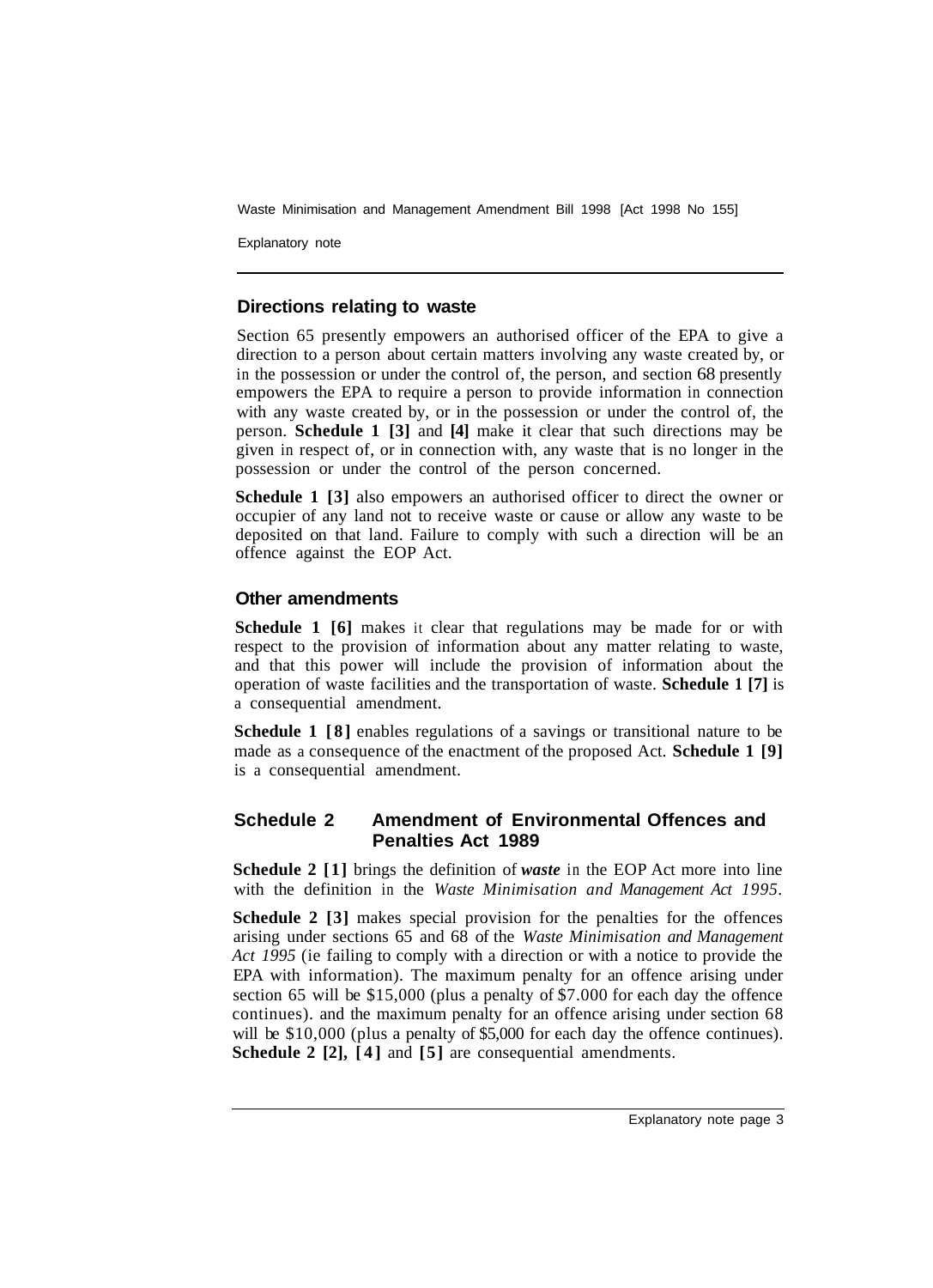## Directions relating to waste

Section 65 presently empowers an authorised officer of the EPA to give a direction to a person about certain matters involving any waste created by, or in the possession or under the control of, the person, and section 68 presently empowers the EPA to require a person to provide information in connection with any waste created by, or in the possession or under the control of, the person. **Schedule 1 [3]** and **[4]** make it clear that such directions may be given in respect of, or in connection with, any waste that is no longer in the possession or under the control of the person concerned.

**Schedule 1 [3]** also empowers an authorised officer to direct the owner or occupier of any land not to receive waste or cause or allow any waste to be deposited on that land. Failure to comply with such a direction will be an offence against the EOP Act.

## Other amendments

**Schedule 1 [6]** makes it clear that regulations may be made for or with respect to the provision of information about any matter relating to waste, and that this power will include the provision of information about the operation of waste facilities and the transportation of waste. **Schedule 1 [7]** is a consequential amendment.

**Schedule 1 [8]** enables regulations of a savings or transitional nature to be made as a consequence of the enactment of the proposed Act. **Schedule 1 [9]** is a consequential amendment.

## Schedule 2 Amendment of Environmental Offences and Penalties Act 1989

**Schedule 2 [1]** brings the definition of ***waste*** in the EOP Act more into line with the definition in the *Waste Minimisation and Management Act 1995*.

**Schedule 2 [3]** makes special provision for the penalties for the offences arising under sections 65 and 68 of the *Waste Minimisation and Management Act 1995* (ie failing to comply with a direction or with a notice to provide the EPA with information). The maximum penalty for an offence arising under section 65 will be $15,000 (plus a penalty of $7.000 for each day the offence continues). and the maximum penalty for an offence arising under section 68 will be $10,000 (plus a penalty of $5,000 for each day the offence continues). **Schedule 2 [2], [4]** and **[5]** are consequential amendments.